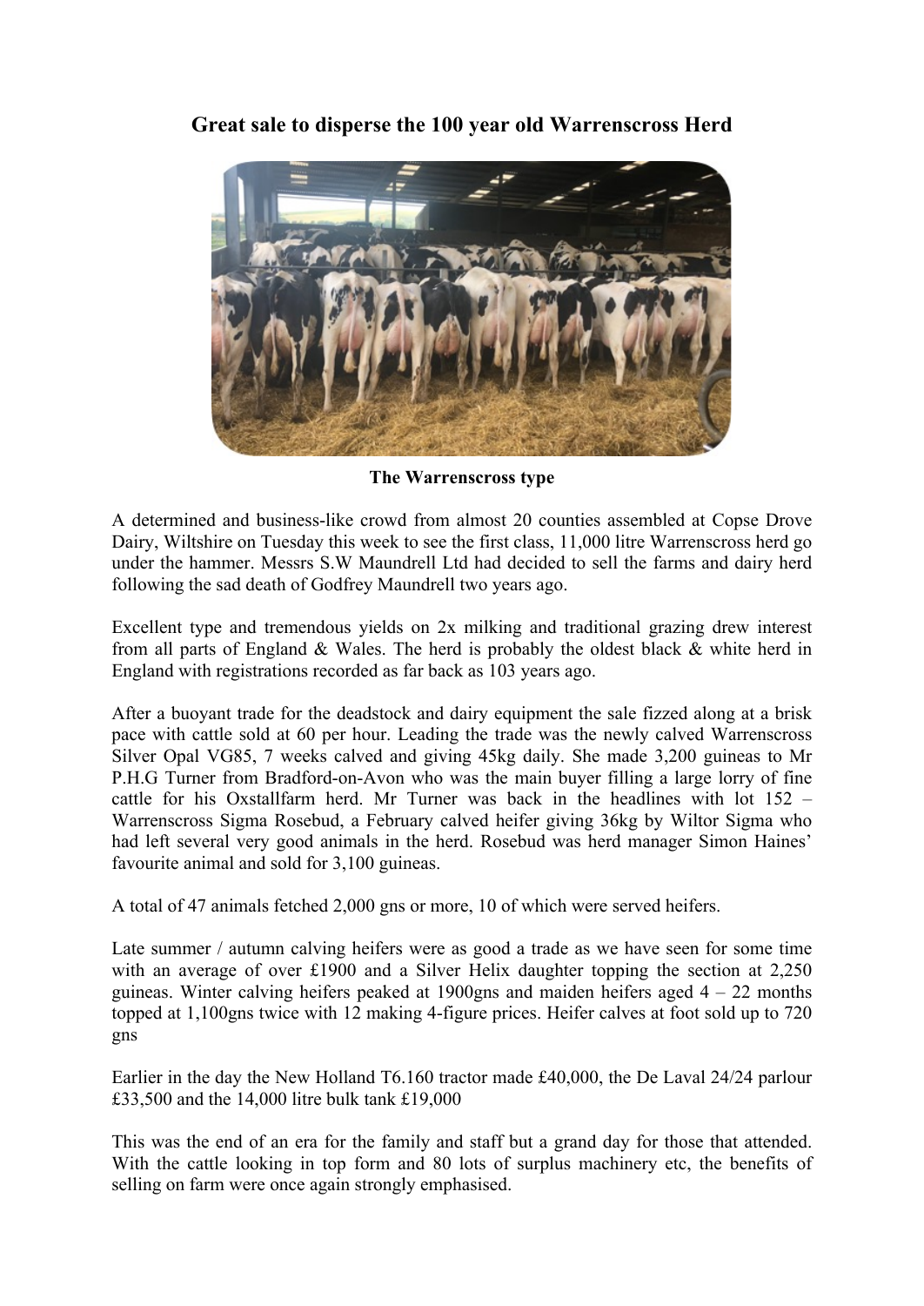# Great sale to disperse the 100 year old Warrenscross Herd

**The Warrenscross type**

A determined and business-like crowd from almost 20 counties assembled at Copse Drove Dairy, Wiltshire on Tuesday this week to see the first class, 11,000 litre Warrenscross herd go under the hammer. Messrs S.W Maundrell Ltd had decided to sell the farms and dairy herd following the sad death of Godfrey Maundrell two years ago.

Excellent type and tremendous yields on 2x milking and traditional grazing drew interest from all parts of England & Wales. The herd is probably the oldest black & white herd in England with registrations recorded as far back as 103 years ago.

After a buoyant trade for the deadstock and dairy equipment the sale fizzed along at a brisk pace with cattle sold at 60 per hour. Leading the trade was the newly calved Warrenscross Silver Opal VG85, 7 weeks calved and giving 45kg daily. She made 3,200 guineas to Mr P.H.G Turner from Bradford-on-Avon who was the main buyer filling a large lorry of fine cattle for his Oxstallfarm herd. Mr Turner was back in the headlines with lot 152 – Warrenscross Sigma Rosebud, a February calved heifer giving 36kg by Wiltor Sigma who had left several very good animals in the herd. Rosebud was herd manager Simon Haines' favourite animal and sold for 3,100 guineas.

A total of 47 animals fetched 2,000 gns or more, 10 of which were served heifers.

Late summer / autumn calving heifers were as good a trade as we have seen for some time with an average of over £1900 and a Silver Helix daughter topping the section at 2,250 guineas. Winter calving heifers peaked at 1900gns and maiden heifers aged 4 – 22 months topped at 1,100gns twice with 12 making 4-figure prices. Heifer calves at foot sold up to 720 gns

Earlier in the day the New Holland T6.160 tractor made £40,000, the De Laval 24/24 parlour £33,500 and the 14,000 litre bulk tank £19,000

This was the end of an era for the family and staff but a grand day for those that attended. With the cattle looking in top form and 80 lots of surplus machinery etc, the benefits of selling on farm were once again strongly emphasised.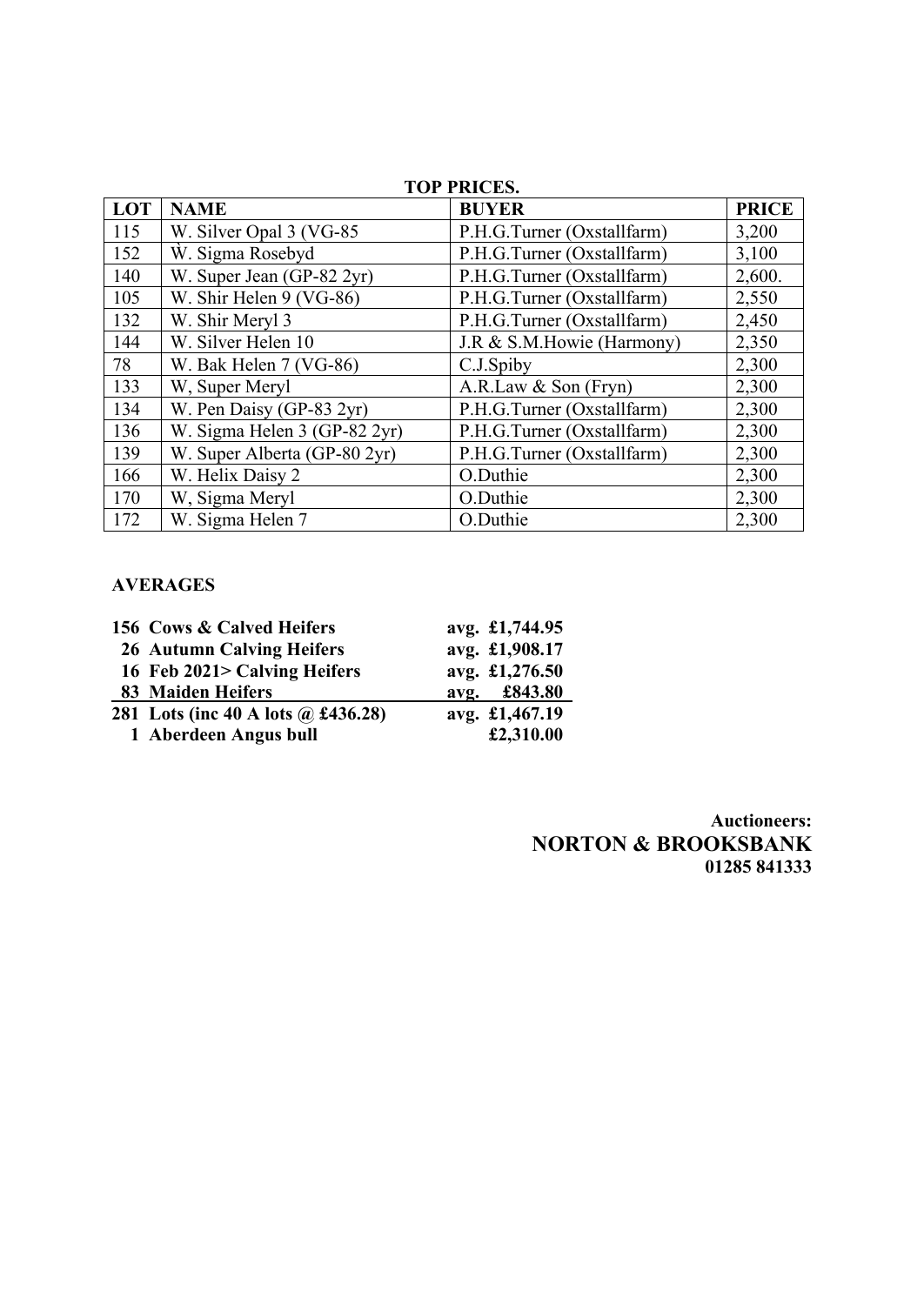**TOP PRICES.**

| LOT | NAME | BUYER | PRICE |
|---|---|---|---|
| 115 | W. Silver Opal 3 (VG-85 | P.H.G.Turner (Oxstallfarm) | 3,200 |
| 152 | Ẇ. Sigma Rosebyd | P.H.G.Turner (Oxstallfarm) | 3,100 |
| 140 | W. Super Jean (GP-82 2yr) | P.H.G.Turner (Oxstallfarm) | 2,600. |
| 105 | W. Shir Helen 9 (VG-86) | P.H.G.Turner (Oxstallfarm) | 2,550 |
| 132 | W. Shir Meryl 3 | P.H.G.Turner (Oxstallfarm) | 2,450 |
| 144 | W. Silver Helen 10 | J.R & S.M.Howie (Harmony) | 2,350 |
| 78 | W. Bak Helen 7 (VG-86) | C.J.Spiby | 2,300 |
| 133 | W, Super Meryl | A.R.Law & Son (Fryn) | 2,300 |
| 134 | W. Pen Daisy (GP-83 2yr) | P.H.G.Turner (Oxstallfarm) | 2,300 |
| 136 | W. Sigma Helen 3 (GP-82 2yr) | P.H.G.Turner (Oxstallfarm) | 2,300 |
| 139 | W. Super Alberta (GP-80 2yr) | P.H.G.Turner (Oxstallfarm) | 2,300 |
| 166 | W. Helix Daisy 2 | O.Duthie | 2,300 |
| 170 | W, Sigma Meryl | O.Duthie | 2,300 |
| 172 | W. Sigma Helen 7 | O.Duthie | 2,300 |

**AVERAGES**

| | |
|---|---|
| **156 Cows & Calved Heifers** | **avg. £1,744.95** |
| **26 Autumn Calving Heifers** | **avg. £1,908.17** |
| **16 Feb 2021> Calving Heifers** | **avg. £1,276.50** |
| **83 Maiden Heifers** | **avg. £843.80** |
| **281 Lots (inc 40 A lots @ £436.28)** | **avg. £1,467.19** |
| **1 Aberdeen Angus bull** | **£2,310.00** |

**Auctioneers:**
**NORTON & BROOKSBANK**
**01285 841333**